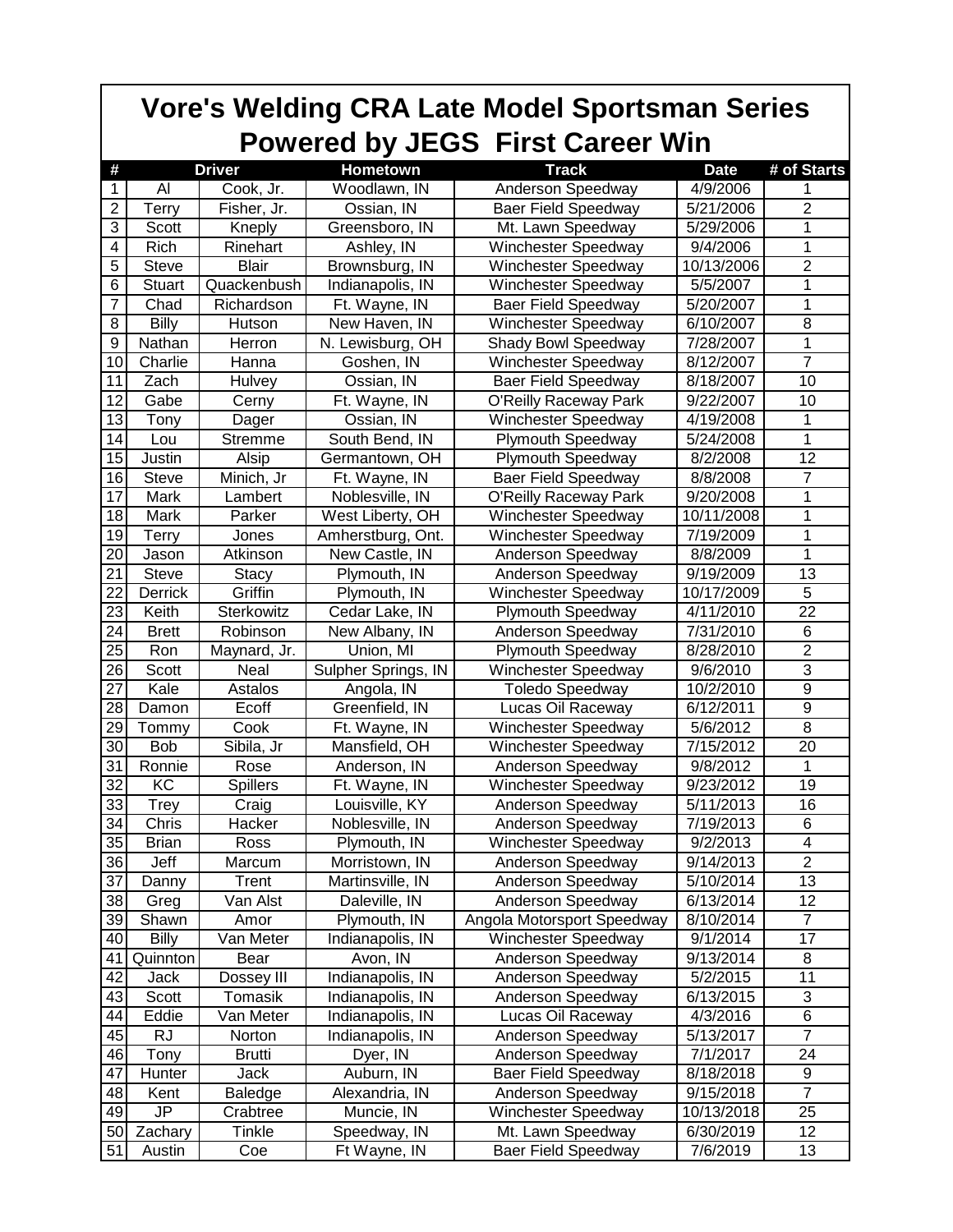# Vore's Welding CRA Late Model Sportsman Series Powered by JEGS First Career Win

| # | Driver | | Hometown | Track | Date | # of Starts |
|---|---|---|---|---|---|---|
| 1 | Al | Cook, Jr. | Woodlawn, IN | Anderson Speedway | 4/9/2006 | 1 |
| 2 | Terry | Fisher, Jr. | Ossian, IN | Baer Field Speedway | 5/21/2006 | 2 |
| 3 | Scott | Kneply | Greensboro, IN | Mt. Lawn Speedway | 5/29/2006 | 1 |
| 4 | Rich | Rinehart | Ashley, IN | Winchester Speedway | 9/4/2006 | 1 |
| 5 | Steve | Blair | Brownsburg, IN | Winchester Speedway | 10/13/2006 | 2 |
| 6 | Stuart | Quackenbush | Indianapolis, IN | Winchester Speedway | 5/5/2007 | 1 |
| 7 | Chad | Richardson | Ft. Wayne, IN | Baer Field Speedway | 5/20/2007 | 1 |
| 8 | Billy | Hutson | New Haven, IN | Winchester Speedway | 6/10/2007 | 8 |
| 9 | Nathan | Herron | N. Lewisburg, OH | Shady Bowl Speedway | 7/28/2007 | 1 |
| 10 | Charlie | Hanna | Goshen, IN | Winchester Speedway | 8/12/2007 | 7 |
| 11 | Zach | Hulvey | Ossian, IN | Baer Field Speedway | 8/18/2007 | 10 |
| 12 | Gabe | Cerny | Ft. Wayne, IN | O'Reilly Raceway Park | 9/22/2007 | 10 |
| 13 | Tony | Dager | Ossian, IN | Winchester Speedway | 4/19/2008 | 1 |
| 14 | Lou | Stremme | South Bend, IN | Plymouth Speedway | 5/24/2008 | 1 |
| 15 | Justin | Alsip | Germantown, OH | Plymouth Speedway | 8/2/2008 | 12 |
| 16 | Steve | Minich, Jr | Ft. Wayne, IN | Baer Field Speedway | 8/8/2008 | 7 |
| 17 | Mark | Lambert | Noblesville, IN | O'Reilly Raceway Park | 9/20/2008 | 1 |
| 18 | Mark | Parker | West Liberty, OH | Winchester Speedway | 10/11/2008 | 1 |
| 19 | Terry | Jones | Amherstburg, Ont. | Winchester Speedway | 7/19/2009 | 1 |
| 20 | Jason | Atkinson | New Castle, IN | Anderson Speedway | 8/8/2009 | 1 |
| 21 | Steve | Stacy | Plymouth, IN | Anderson Speedway | 9/19/2009 | 13 |
| 22 | Derrick | Griffin | Plymouth, IN | Winchester Speedway | 10/17/2009 | 5 |
| 23 | Keith | Sterkowitz | Cedar Lake, IN | Plymouth Speedway | 4/11/2010 | 22 |
| 24 | Brett | Robinson | New Albany, IN | Anderson Speedway | 7/31/2010 | 6 |
| 25 | Ron | Maynard, Jr. | Union, MI | Plymouth Speedway | 8/28/2010 | 2 |
| 26 | Scott | Neal | Sulpher Springs, IN | Winchester Speedway | 9/6/2010 | 3 |
| 27 | Kale | Astalos | Angola, IN | Toledo Speedway | 10/2/2010 | 9 |
| 28 | Damon | Ecoff | Greenfield, IN | Lucas Oil Raceway | 6/12/2011 | 9 |
| 29 | Tommy | Cook | Ft. Wayne, IN | Winchester Speedway | 5/6/2012 | 8 |
| 30 | Bob | Sibila, Jr | Mansfield, OH | Winchester Speedway | 7/15/2012 | 20 |
| 31 | Ronnie | Rose | Anderson, IN | Anderson Speedway | 9/8/2012 | 1 |
| 32 | KC | Spillers | Ft. Wayne, IN | Winchester Speedway | 9/23/2012 | 19 |
| 33 | Trey | Craig | Louisville, KY | Anderson Speedway | 5/11/2013 | 16 |
| 34 | Chris | Hacker | Noblesville, IN | Anderson Speedway | 7/19/2013 | 6 |
| 35 | Brian | Ross | Plymouth, IN | Winchester Speedway | 9/2/2013 | 4 |
| 36 | Jeff | Marcum | Morristown, IN | Anderson Speedway | 9/14/2013 | 2 |
| 37 | Danny | Trent | Martinsville, IN | Anderson Speedway | 5/10/2014 | 13 |
| 38 | Greg | Van Alst | Daleville, IN | Anderson Speedway | 6/13/2014 | 12 |
| 39 | Shawn | Amor | Plymouth, IN | Angola Motorsport Speedway | 8/10/2014 | 7 |
| 40 | Billy | Van Meter | Indianapolis, IN | Winchester Speedway | 9/1/2014 | 17 |
| 41 | Quinnton | Bear | Avon, IN | Anderson Speedway | 9/13/2014 | 8 |
| 42 | Jack | Dossey III | Indianapolis, IN | Anderson Speedway | 5/2/2015 | 11 |
| 43 | Scott | Tomasik | Indianapolis, IN | Anderson Speedway | 6/13/2015 | 3 |
| 44 | Eddie | Van Meter | Indianapolis, IN | Lucas Oil Raceway | 4/3/2016 | 6 |
| 45 | RJ | Norton | Indianapolis, IN | Anderson Speedway | 5/13/2017 | 7 |
| 46 | Tony | Brutti | Dyer, IN | Anderson Speedway | 7/1/2017 | 24 |
| 47 | Hunter | Jack | Auburn, IN | Baer Field Speedway | 8/18/2018 | 9 |
| 48 | Kent | Baledge | Alexandria, IN | Anderson Speedway | 9/15/2018 | 7 |
| 49 | JP | Crabtree | Muncie, IN | Winchester Speedway | 10/13/2018 | 25 |
| 50 | Zachary | Tinkle | Speedway, IN | Mt. Lawn Speedway | 6/30/2019 | 12 |
| 51 | Austin | Coe | Ft Wayne, IN | Baer Field Speedway | 7/6/2019 | 13 |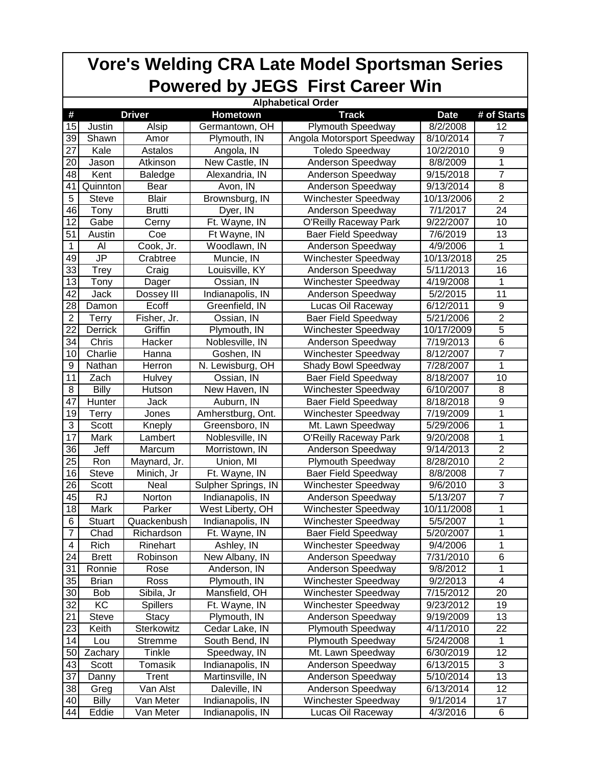# Vore's Welding CRA Late Model Sportsman Series Powered by JEGS First Career Win

**Alphabetical Order**

| # | Driver | | Hometown | Track | Date | # of Starts |
|---|---|---|---|---|---|---|
| 15 | Justin | Alsip | Germantown, OH | Plymouth Speedway | 8/2/2008 | 12 |
| 39 | Shawn | Amor | Plymouth, IN | Angola Motorsport Speedway | 8/10/2014 | 7 |
| 27 | Kale | Astalos | Angola, IN | Toledo Speedway | 10/2/2010 | 9 |
| 20 | Jason | Atkinson | New Castle, IN | Anderson Speedway | 8/8/2009 | 1 |
| 48 | Kent | Baledge | Alexandria, IN | Anderson Speedway | 9/15/2018 | 7 |
| 41 | Quinnton | Bear | Avon, IN | Anderson Speedway | 9/13/2014 | 8 |
| 5 | Steve | Blair | Brownsburg, IN | Winchester Speedway | 10/13/2006 | 2 |
| 46 | Tony | Brutti | Dyer, IN | Anderson Speedway | 7/1/2017 | 24 |
| 12 | Gabe | Cerny | Ft. Wayne, IN | O'Reilly Raceway Park | 9/22/2007 | 10 |
| 51 | Austin | Coe | Ft Wayne, IN | Baer Field Speedway | 7/6/2019 | 13 |
| 1 | Al | Cook, Jr. | Woodlawn, IN | Anderson Speedway | 4/9/2006 | 1 |
| 49 | JP | Crabtree | Muncie, IN | Winchester Speedway | 10/13/2018 | 25 |
| 33 | Trey | Craig | Louisville, KY | Anderson Speedway | 5/11/2013 | 16 |
| 13 | Tony | Dager | Ossian, IN | Winchester Speedway | 4/19/2008 | 1 |
| 42 | Jack | Dossey III | Indianapolis, IN | Anderson Speedway | 5/2/2015 | 11 |
| 28 | Damon | Ecoff | Greenfield, IN | Lucas Oil Raceway | 6/12/2011 | 9 |
| 2 | Terry | Fisher, Jr. | Ossian, IN | Baer Field Speedway | 5/21/2006 | 2 |
| 22 | Derrick | Griffin | Plymouth, IN | Winchester Speedway | 10/17/2009 | 5 |
| 34 | Chris | Hacker | Noblesville, IN | Anderson Speedway | 7/19/2013 | 6 |
| 10 | Charlie | Hanna | Goshen, IN | Winchester Speedway | 8/12/2007 | 7 |
| 9 | Nathan | Herron | N. Lewisburg, OH | Shady Bowl Speedway | 7/28/2007 | 1 |
| 11 | Zach | Hulvey | Ossian, IN | Baer Field Speedway | 8/18/2007 | 10 |
| 8 | Billy | Hutson | New Haven, IN | Winchester Speedway | 6/10/2007 | 8 |
| 47 | Hunter | Jack | Auburn, IN | Baer Field Speedway | 8/18/2018 | 9 |
| 19 | Terry | Jones | Amherstburg, Ont. | Winchester Speedway | 7/19/2009 | 1 |
| 3 | Scott | Kneply | Greensboro, IN | Mt. Lawn Speedway | 5/29/2006 | 1 |
| 17 | Mark | Lambert | Noblesville, IN | O'Reilly Raceway Park | 9/20/2008 | 1 |
| 36 | Jeff | Marcum | Morristown, IN | Anderson Speedway | 9/14/2013 | 2 |
| 25 | Ron | Maynard, Jr. | Union, MI | Plymouth Speedway | 8/28/2010 | 2 |
| 16 | Steve | Minich, Jr | Ft. Wayne, IN | Baer Field Speedway | 8/8/2008 | 7 |
| 26 | Scott | Neal | Sulpher Springs, IN | Winchester Speedway | 9/6/2010 | 3 |
| 45 | RJ | Norton | Indianapolis, IN | Anderson Speedway | 5/13/207 | 7 |
| 18 | Mark | Parker | West Liberty, OH | Winchester Speedway | 10/11/2008 | 1 |
| 6 | Stuart | Quackenbush | Indianapolis, IN | Winchester Speedway | 5/5/2007 | 1 |
| 7 | Chad | Richardson | Ft. Wayne, IN | Baer Field Speedway | 5/20/2007 | 1 |
| 4 | Rich | Rinehart | Ashley, IN | Winchester Speedway | 9/4/2006 | 1 |
| 24 | Brett | Robinson | New Albany, IN | Anderson Speedway | 7/31/2010 | 6 |
| 31 | Ronnie | Rose | Anderson, IN | Anderson Speedway | 9/8/2012 | 1 |
| 35 | Brian | Ross | Plymouth, IN | Winchester Speedway | 9/2/2013 | 4 |
| 30 | Bob | Sibila, Jr | Mansfield, OH | Winchester Speedway | 7/15/2012 | 20 |
| 32 | KC | Spillers | Ft. Wayne, IN | Winchester Speedway | 9/23/2012 | 19 |
| 21 | Steve | Stacy | Plymouth, IN | Anderson Speedway | 9/19/2009 | 13 |
| 23 | Keith | Sterkowitz | Cedar Lake, IN | Plymouth Speedway | 4/11/2010 | 22 |
| 14 | Lou | Stremme | South Bend, IN | Plymouth Speedway | 5/24/2008 | 1 |
| 50 | Zachary | Tinkle | Speedway, IN | Mt. Lawn Speedway | 6/30/2019 | 12 |
| 43 | Scott | Tomasik | Indianapolis, IN | Anderson Speedway | 6/13/2015 | 3 |
| 37 | Danny | Trent | Martinsville, IN | Anderson Speedway | 5/10/2014 | 13 |
| 38 | Greg | Van Alst | Daleville, IN | Anderson Speedway | 6/13/2014 | 12 |
| 40 | Billy | Van Meter | Indianapolis, IN | Winchester Speedway | 9/1/2014 | 17 |
| 44 | Eddie | Van Meter | Indianapolis, IN | Lucas Oil Raceway | 4/3/2016 | 6 |